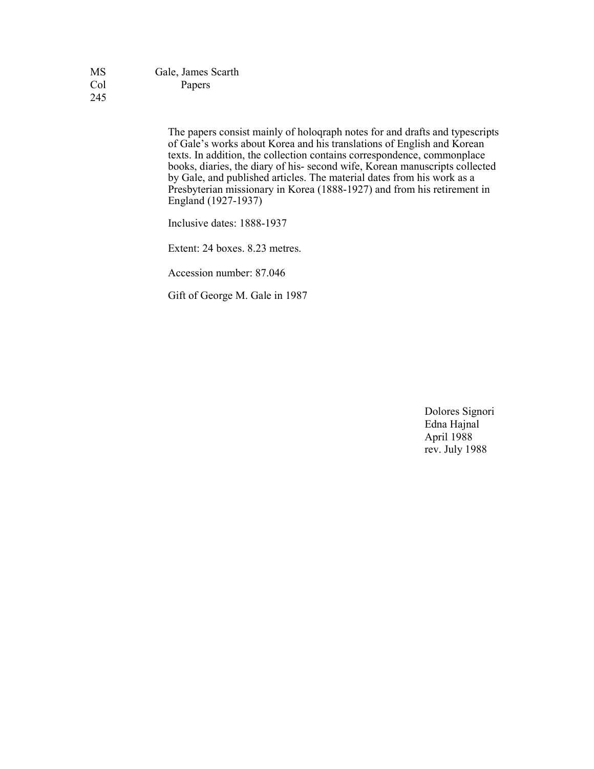MS Col 245

Gale, James Scarth
Papers

The papers consist mainly of holoqraph notes for and drafts and typescripts of Gale's works about Korea and his translations of English and Korean texts. In addition, the collection contains correspondence, commonplace books, diaries, the diary of his- second wife, Korean manuscripts collected by Gale, and published articles. The material dates from his work as a Presbyterian missionary in Korea (1888-1927) and from his retirement in England (1927-1937)

Inclusive dates: 1888-1937

Extent: 24 boxes. 8.23 metres.

Accession number: 87.046

Gift of George M. Gale in 1987

Dolores Signori
Edna Hajnal
April 1988
rev. July 1988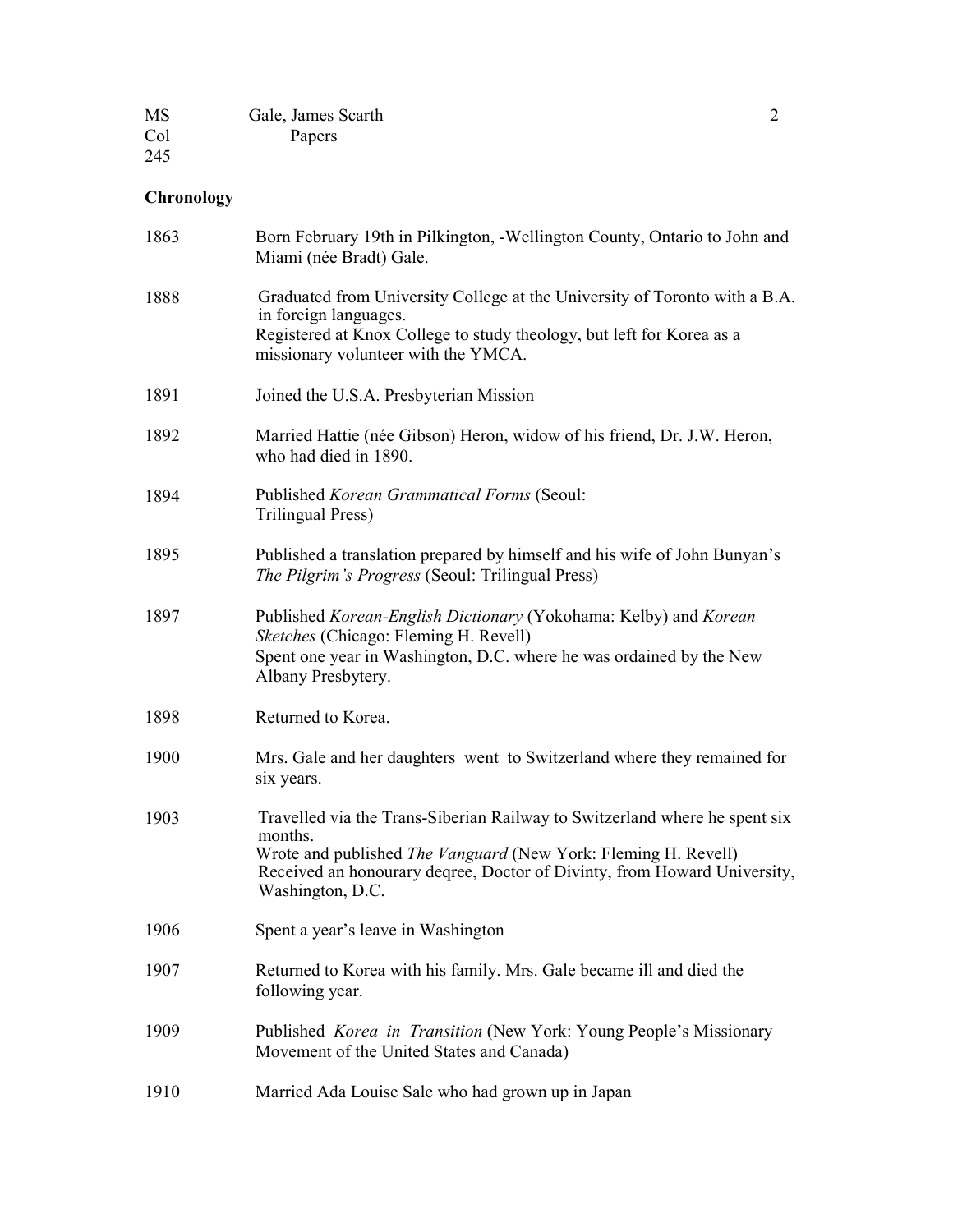## Chronology

| | |
|---|---|
| 1863 | Born February 19th in Pilkington, -Wellington County, Ontario to John and Miami (née Bradt) Gale. |
| 1888 | Graduated from University College at the University of Toronto with a B.A. in foreign languages. Registered at Knox College to study theology, but left for Korea as a missionary volunteer with the YMCA. |
| 1891 | Joined the U.S.A. Presbyterian Mission |
| 1892 | Married Hattie (née Gibson) Heron, widow of his friend, Dr. J.W. Heron, who had died in 1890. |
| 1894 | Published *Korean Grammatical Forms* (Seoul: Trilingual Press) |
| 1895 | Published a translation prepared by himself and his wife of John Bunyan's *The Pilgrim's Progress* (Seoul: Trilingual Press) |
| 1897 | Published *Korean-English Dictionary* (Yokohama: Kelby) and *Korean Sketches* (Chicago: Fleming H. Revell) Spent one year in Washington, D.C. where he was ordained by the New Albany Presbytery. |
| 1898 | Returned to Korea. |
| 1900 | Mrs. Gale and her daughters went to Switzerland where they remained for six years. |
| 1903 | Travelled via the Trans-Siberian Railway to Switzerland where he spent six months. Wrote and published *The Vanguard* (New York: Fleming H. Revell) Received an honourary deqree, Doctor of Divinty, from Howard University, Washington, D.C. |
| 1906 | Spent a year's leave in Washington |
| 1907 | Returned to Korea with his family. Mrs. Gale became ill and died the following year. |
| 1909 | Published *Korea in Transition* (New York: Young People's Missionary Movement of the United States and Canada) |
| 1910 | Married Ada Louise Sale who had grown up in Japan |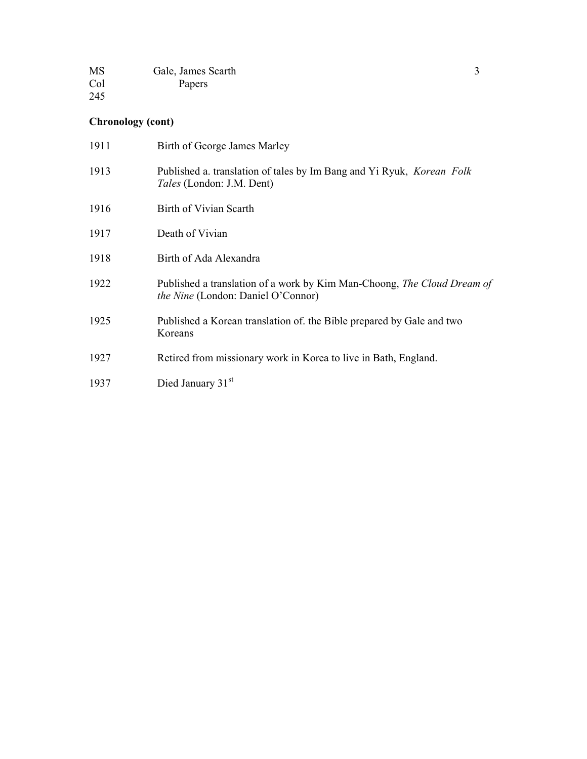## Chronology (cont)

| | |
|---|---|
| 1911 | Birth of George James Marley |
| 1913 | Published a. translation of tales by Im Bang and Yi Ryuk, *Korean Folk Tales* (London: J.M. Dent) |
| 1916 | Birth of Vivian Scarth |
| 1917 | Death of Vivian |
| 1918 | Birth of Ada Alexandra |
| 1922 | Published a translation of a work by Kim Man-Choong, *The Cloud Dream of the Nine* (London: Daniel O'Connor) |
| 1925 | Published a Korean translation of. the Bible prepared by Gale and two Koreans |
| 1927 | Retired from missionary work in Korea to live in Bath, England. |
| 1937 | Died January 31st |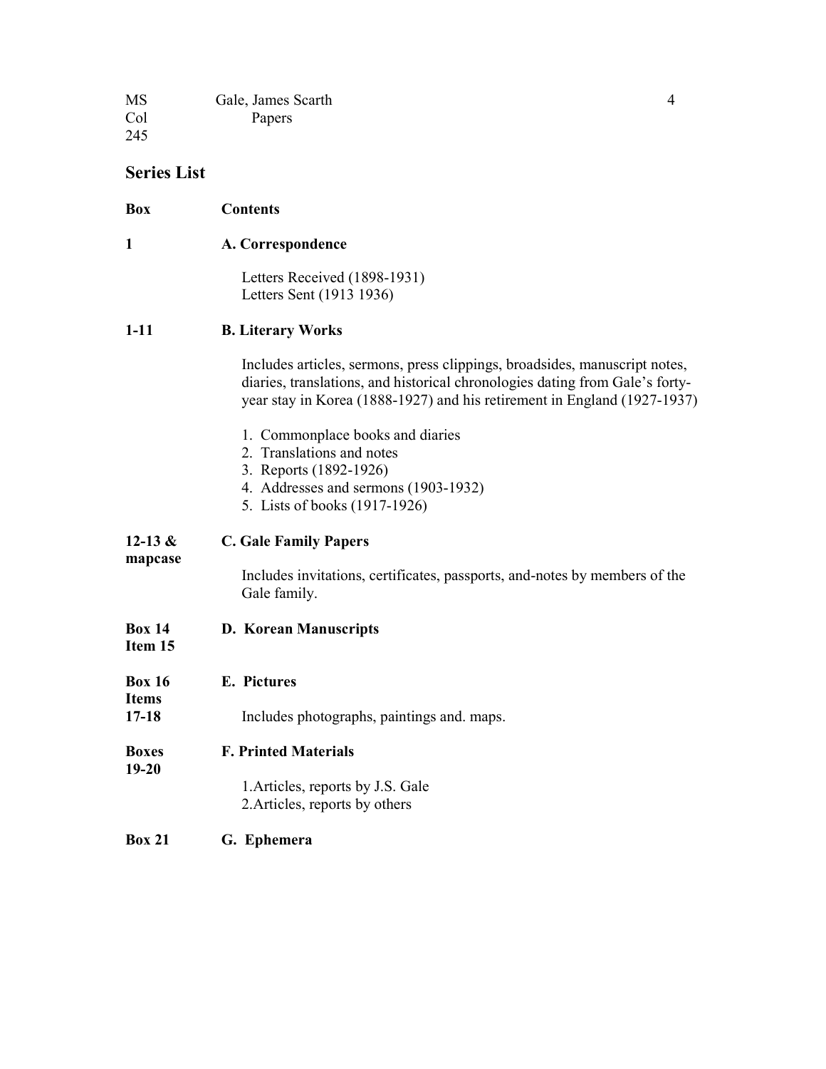## Series List

| Box | Contents |
|---|---|
| **1** | **A. Correspondence**<br><br>Letters Received (1898-1931)<br>Letters Sent (1913 1936) |
| **1-11** | **B. Literary Works**<br><br>Includes articles, sermons, press clippings, broadsides, manuscript notes, diaries, translations, and historical chronologies dating from Gale's forty-year stay in Korea (1888-1927) and his retirement in England (1927-1937)<br><br>1. Commonplace books and diaries<br>2. Translations and notes<br>3. Reports (1892-1926)<br>4. Addresses and sermons (1903-1932)<br>5. Lists of books (1917-1926) |
| **12-13 & mapcase** | **C. Gale Family Papers**<br><br>Includes invitations, certificates, passports, and-notes by members of the Gale family. |
| **Box 14 Item 15** | **D. Korean Manuscripts** |
| **Box 16 Items 17-18** | **E. Pictures**<br><br>Includes photographs, paintings and. maps. |
| **Boxes 19-20** | **F. Printed Materials**<br><br>1.Articles, reports by J.S. Gale<br>2.Articles, reports by others |
| **Box 21** | **G. Ephemera** |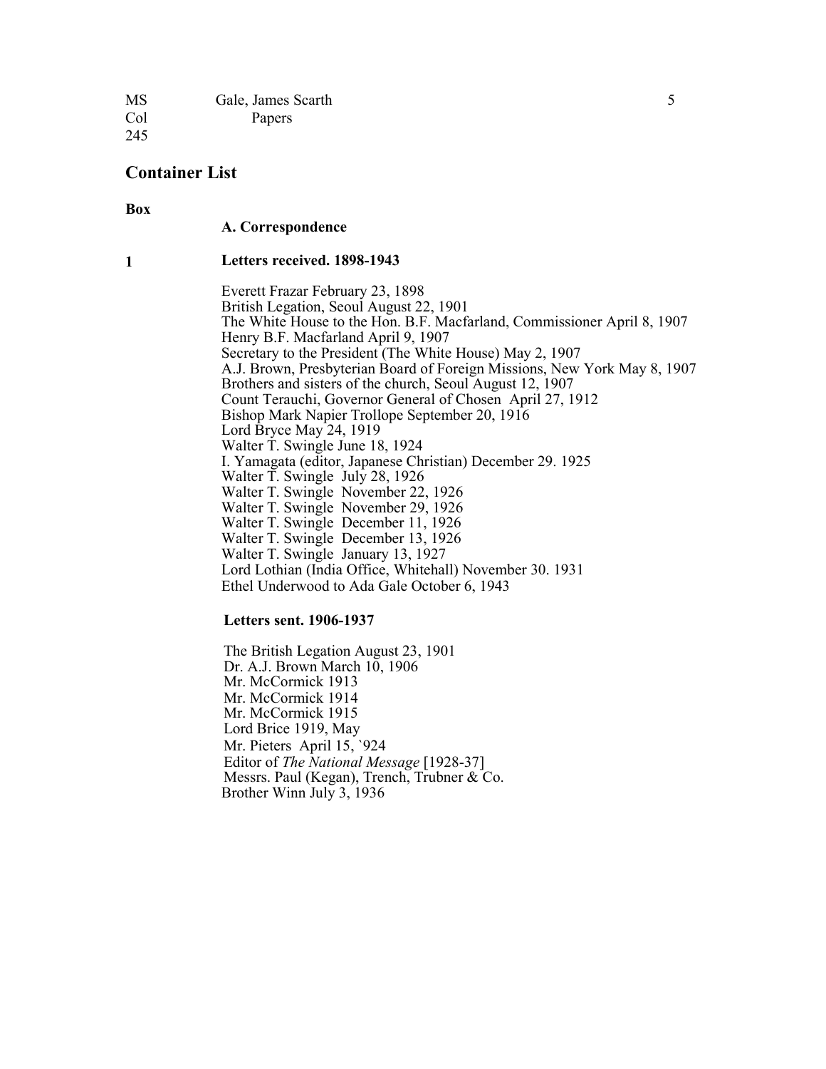## Container List

**Box**

**A. Correspondence**

**1** **Letters received. 1898-1943**

Everett Frazar February 23, 1898
British Legation, Seoul August 22, 1901
The White House to the Hon. B.F. Macfarland, Commissioner April 8, 1907
Henry B.F. Macfarland April 9, 1907
Secretary to the President (The White House) May 2, 1907
A.J. Brown, Presbyterian Board of Foreign Missions, New York May 8, 1907
Brothers and sisters of the church, Seoul August 12, 1907
Count Terauchi, Governor General of Chosen April 27, 1912
Bishop Mark Napier Trollope September 20, 1916
Lord Bryce May 24, 1919
Walter T. Swingle June 18, 1924
I. Yamagata (editor, Japanese Christian) December 29. 1925
Walter T. Swingle July 28, 1926
Walter T. Swingle November 22, 1926
Walter T. Swingle November 29, 1926
Walter T. Swingle December 11, 1926
Walter T. Swingle December 13, 1926
Walter T. Swingle January 13, 1927
Lord Lothian (India Office, Whitehall) November 30. 1931
Ethel Underwood to Ada Gale October 6, 1943

**Letters sent. 1906-1937**

The British Legation August 23, 1901
Dr. A.J. Brown March 10, 1906
Mr. McCormick 1913
Mr. McCormick 1914
Mr. McCormick 1915
Lord Brice 1919, May
Mr. Pieters April 15, `924
Editor of *The National Message* [1928-37]
Messrs. Paul (Kegan), Trench, Trubner & Co.
Brother Winn July 3, 1936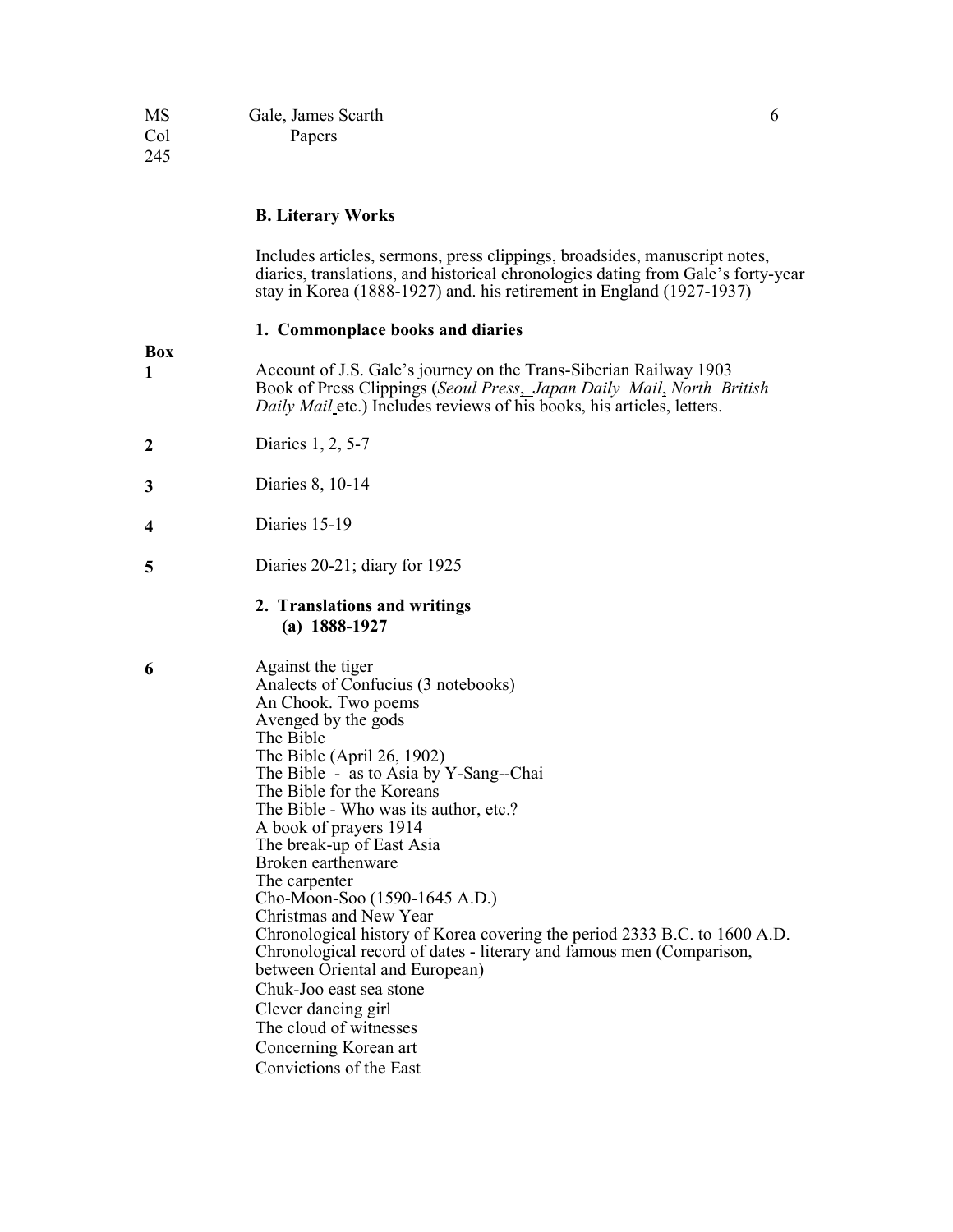## B. Literary Works

Includes articles, sermons, press clippings, broadsides, manuscript notes, diaries, translations, and historical chronologies dating from Gale's forty-year stay in Korea (1888-1927) and. his retirement in England (1927-1937)

### 1. Commonplace books and diaries

**Box**

**1**
Account of J.S. Gale's journey on the Trans-Siberian Railway 1903
Book of Press Clippings (*Seoul Press*, *Japan Daily Mail*, *North British Daily Mail* etc.) Includes reviews of his books, his articles, letters.

**2** Diaries 1, 2, 5-7

**3** Diaries 8, 10-14

**4** Diaries 15-19

**5** Diaries 20-21; diary for 1925

### 2. Translations and writings

#### (a) 1888-1927

**6**
Against the tiger
Analects of Confucius (3 notebooks)
An Chook. Two poems
Avenged by the gods
The Bible
The Bible (April 26, 1902)
The Bible - as to Asia by Y-Sang--Chai
The Bible for the Koreans
The Bible - Who was its author, etc.?
A book of prayers 1914
The break-up of East Asia
Broken earthenware
The carpenter
Cho-Moon-Soo (1590-1645 A.D.)
Christmas and New Year
Chronological history of Korea covering the period 2333 B.C. to 1600 A.D.
Chronological record of dates - literary and famous men (Comparison, between Oriental and European)
Chuk-Joo east sea stone
Clever dancing girl
The cloud of witnesses
Concerning Korean art
Convictions of the East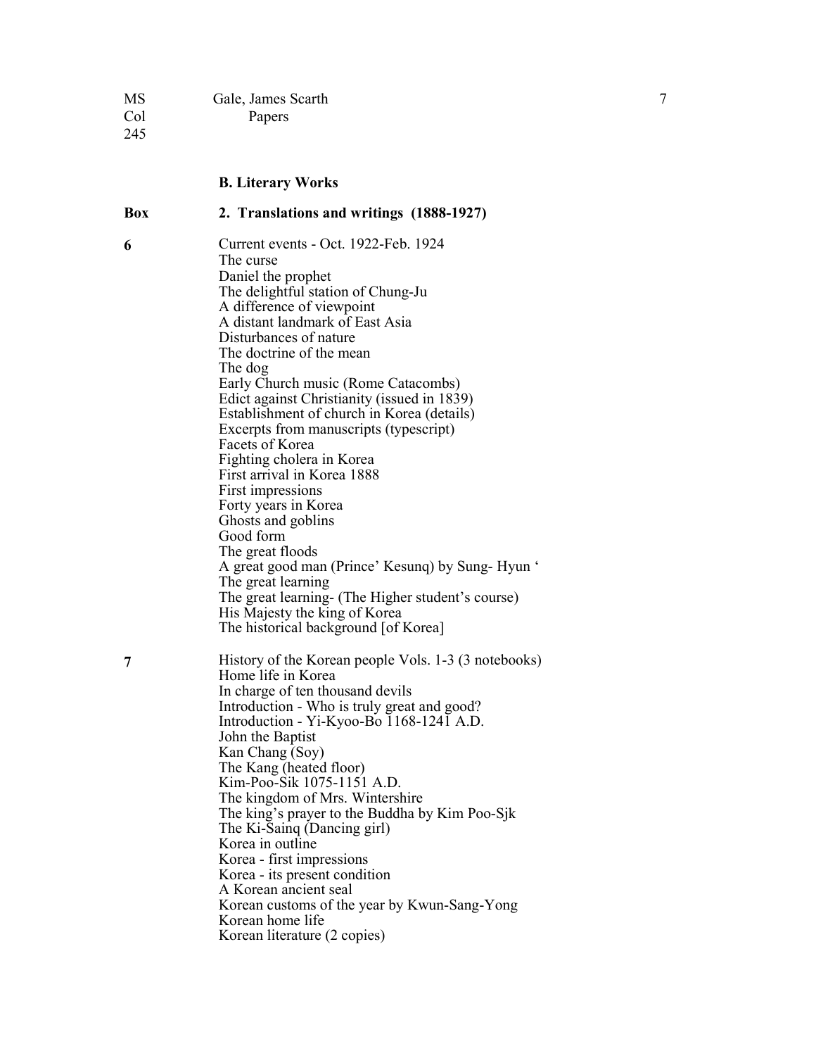## B. Literary Works

**Box** **2. Translations and writings (1888-1927)**

**6**

Current events - Oct. 1922-Feb. 1924
The curse
Daniel the prophet
The delightful station of Chung-Ju
A difference of viewpoint
A distant landmark of East Asia
Disturbances of nature
The doctrine of the mean
The dog
Early Church music (Rome Catacombs)
Edict against Christianity (issued in 1839)
Establishment of church in Korea (details)
Excerpts from manuscripts (typescript)
Facets of Korea
Fighting cholera in Korea
First arrival in Korea 1888
First impressions
Forty years in Korea
Ghosts and goblins
Good form
The great floods
A great good man (Prince' Kesunq) by Sung- Hyun '
The great learning
The great learning- (The Higher student's course)
His Majesty the king of Korea
The historical background [of Korea]

**7**

History of the Korean people Vols. 1-3 (3 notebooks)
Home life in Korea
In charge of ten thousand devils
Introduction - Who is truly great and good?
Introduction - Yi-Kyoo-Bo 1168-1241 A.D.
John the Baptist
Kan Chang (Soy)
The Kang (heated floor)
Kim-Poo-Sik 1075-1151 A.D.
The kingdom of Mrs. Wintershire
The king's prayer to the Buddha by Kim Poo-Sjk
The Ki-Sainq (Dancing girl)
Korea in outline
Korea - first impressions
Korea - its present condition
A Korean ancient seal
Korean customs of the year by Kwun-Sang-Yong
Korean home life
Korean literature (2 copies)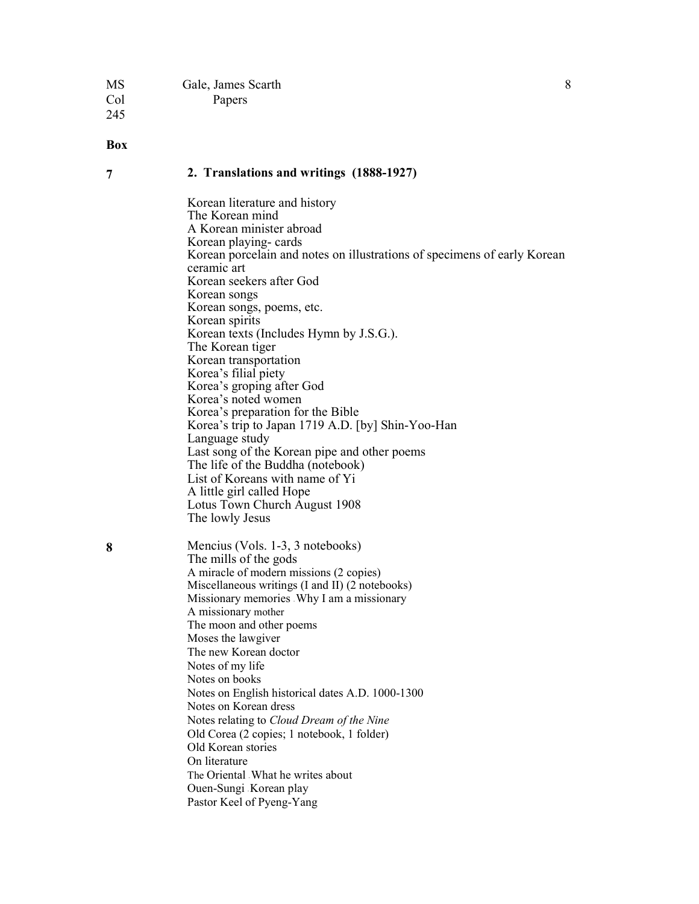MS Col 245 — Gale, James Scarth Papers

**Box**

**7** — **2. Translations and writings (1888-1927)**

Korean literature and history
The Korean mind
A Korean minister abroad
Korean playing- cards
Korean porcelain and notes on illustrations of specimens of early Korean ceramic art
Korean seekers after God
Korean songs
Korean songs, poems, etc.
Korean spirits
Korean texts (Includes Hymn by J.S.G.).
The Korean tiger
Korean transportation
Korea's filial piety
Korea's groping after God
Korea's noted women
Korea's preparation for the Bible
Korea's trip to Japan 1719 A.D. [by] Shin-Yoo-Han
Language study
Last song of the Korean pipe and other poems
The life of the Buddha (notebook)
List of Koreans with name of Yi
A little girl called Hope
Lotus Town Church August 1908
The lowly Jesus

**8**

Mencius (Vols. 1-3, 3 notebooks)
The mills of the gods
A miracle of modern missions (2 copies)
Miscellaneous writings (I and II) (2 notebooks)
Missionary memories - Why I am a missionary
A missionary mother
The moon and other poems
Moses the lawgiver
The new Korean doctor
Notes of my life
Notes on books
Notes on English historical dates A.D. 1000-1300
Notes on Korean dress
Notes relating to *Cloud Dream of the Nine*
Old Corea (2 copies; 1 notebook, 1 folder)
Old Korean stories
On literature
The Oriental - What he writes about
Ouen-Sungi - Korean play
Pastor Keel of Pyeng-Yang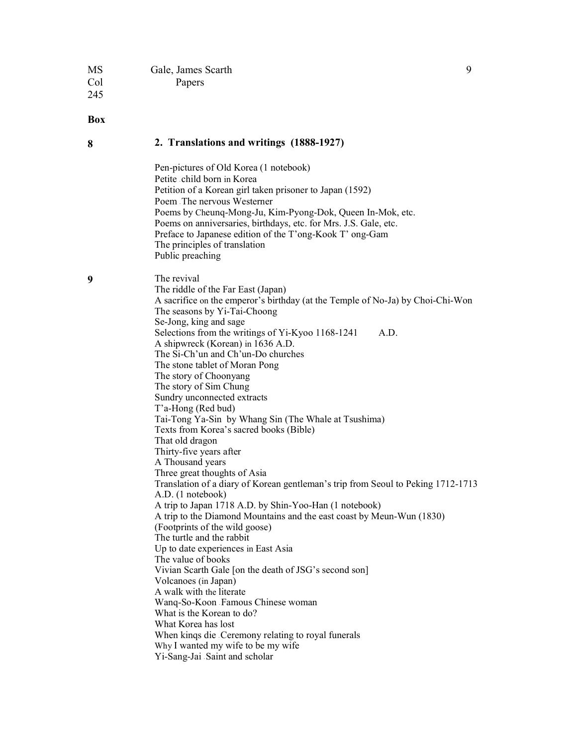MS Col 245 — Gale, James Scarth Papers

**Box**

**8** — **2. Translations and writings (1888-1927)**

Pen-pictures of Old Korea (1 notebook)
Petite - child born in Korea
Petition of a Korean girl taken prisoner to Japan (1592)
Poem - The nervous Westerner
Poems by Cheunq-Mong-Ju, Kim-Pyong-Dok, Queen In-Mok, etc.
Poems on anniversaries, birthdays, etc. for Mrs. J.S. Gale, etc.
Preface to Japanese edition of the T'ong-Kook T' ong-Gam
The principles of translation
Public preaching

**9**

The revival
The riddle of the Far East (Japan)
A sacrifice on the emperor's birthday (at the Temple of No-Ja) by Choi-Chi-Won
The seasons by Yi-Tai-Choong
Se-Jong, king and sage
Selections from the writings of Yi-Kyoo 1168-1241 A.D.
A shipwreck (Korean) in 1636 A.D.
The Si-Ch'un and Ch'un-Do churches
The stone tablet of Moran Pong
The story of Choonyang
The story of Sim Chung
Sundry unconnected extracts
T'a-Hong (Red bud)
Tai-Tong Ya-Sin by Whang Sin (The Whale at Tsushima)
Texts from Korea's sacred books (Bible)
That old dragon
Thirty-five years after
A Thousand years
Three great thoughts of Asia
Translation of a diary of Korean gentleman's trip from Seoul to Peking 1712-1713 A.D. (1 notebook)
A trip to Japan 1718 A.D. by Shin-Yoo-Han (1 notebook)
A trip to the Diamond Mountains and the east coast by Meun-Wun (1830) (Footprints of the wild goose)
The turtle and the rabbit
Up to date experiences in East Asia
The value of books
Vivian Scarth Gale [on the death of JSG's second son]
Volcanoes (in Japan)
A walk with the literate
Wanq-So-Koon - Famous Chinese woman
What is the Korean to do?
What Korea has lost
When kinqs die - Ceremony relating to royal funerals
Why I wanted my wife to be my wife
Yi-Sang-Jai - Saint and scholar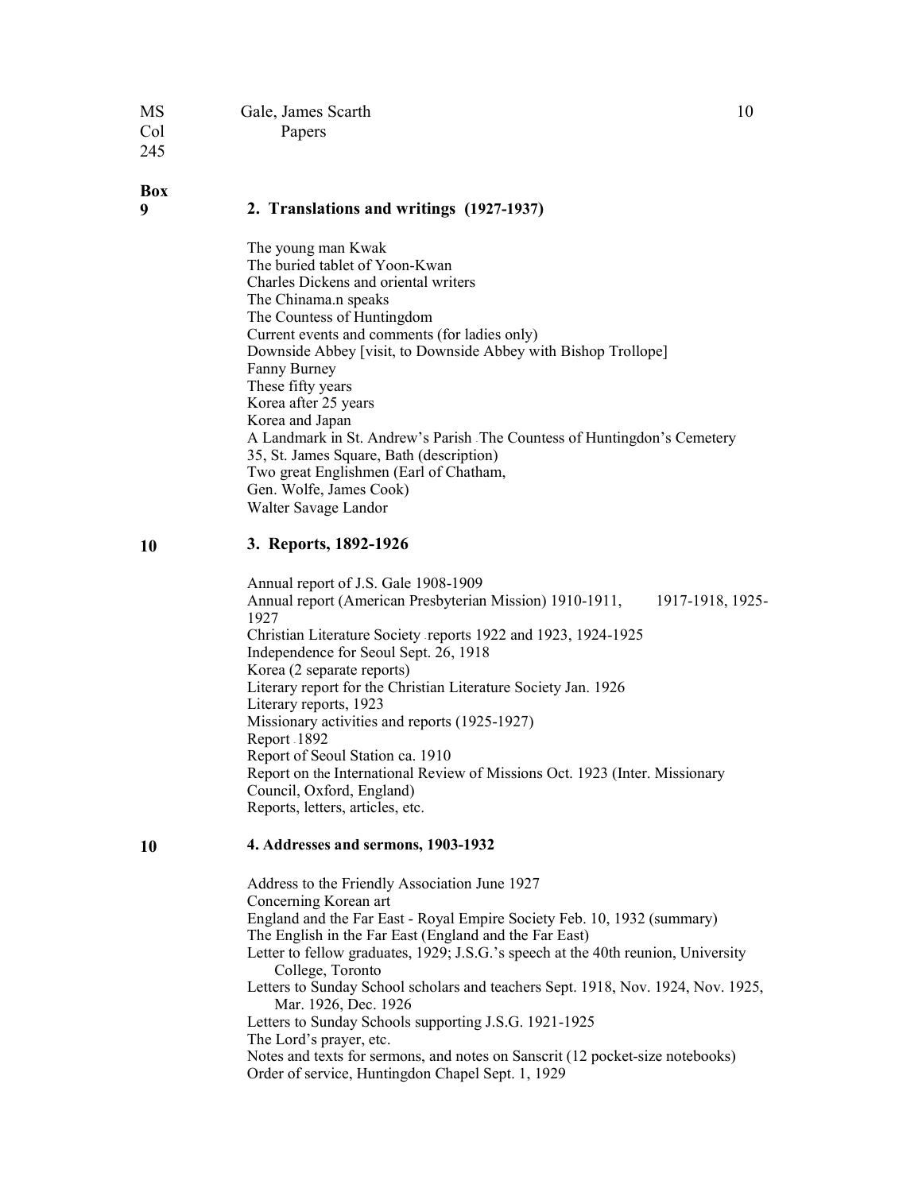Box

**9** — **2. Translations and writings (1927-1937)**

The young man Kwak
The buried tablet of Yoon-Kwan
Charles Dickens and oriental writers
The Chinama.n speaks
The Countess of Huntingdom
Current events and comments (for ladies only)
Downside Abbey [visit, to Downside Abbey with Bishop Trollope]
Fanny Burney
These fifty years
Korea after 25 years
Korea and Japan
A Landmark in St. Andrew's Parish . The Countess of Huntingdon's Cemetery
35, St. James Square, Bath (description)
Two great Englishmen (Earl of Chatham,
Gen. Wolfe, James Cook)
Walter Savage Landor

**10** — **3. Reports, 1892-1926**

Annual report of J.S. Gale 1908-1909
Annual report (American Presbyterian Mission) 1910-1911, 1917-1918, 1925-1927
Christian Literature Society . reports 1922 and 1923, 1924-1925
Independence for Seoul Sept. 26, 1918
Korea (2 separate reports)
Literary report for the Christian Literature Society Jan. 1926
Literary reports, 1923
Missionary activities and reports (1925-1927)
Report . 1892
Report of Seoul Station ca. 1910
Report on the International Review of Missions Oct. 1923 (Inter. Missionary Council, Oxford, England)
Reports, letters, articles, etc.

**10** — **4. Addresses and sermons, 1903-1932**

Address to the Friendly Association June 1927
Concerning Korean art
England and the Far East - Royal Empire Society Feb. 10, 1932 (summary)
The English in the Far East (England and the Far East)
Letter to fellow graduates, 1929; J.S.G.'s speech at the 40th reunion, University College, Toronto
Letters to Sunday School scholars and teachers Sept. 1918, Nov. 1924, Nov. 1925, Mar. 1926, Dec. 1926
Letters to Sunday Schools supporting J.S.G. 1921-1925
The Lord's prayer, etc.
Notes and texts for sermons, and notes on Sanscrit (12 pocket-size notebooks)
Order of service, Huntingdon Chapel Sept. 1, 1929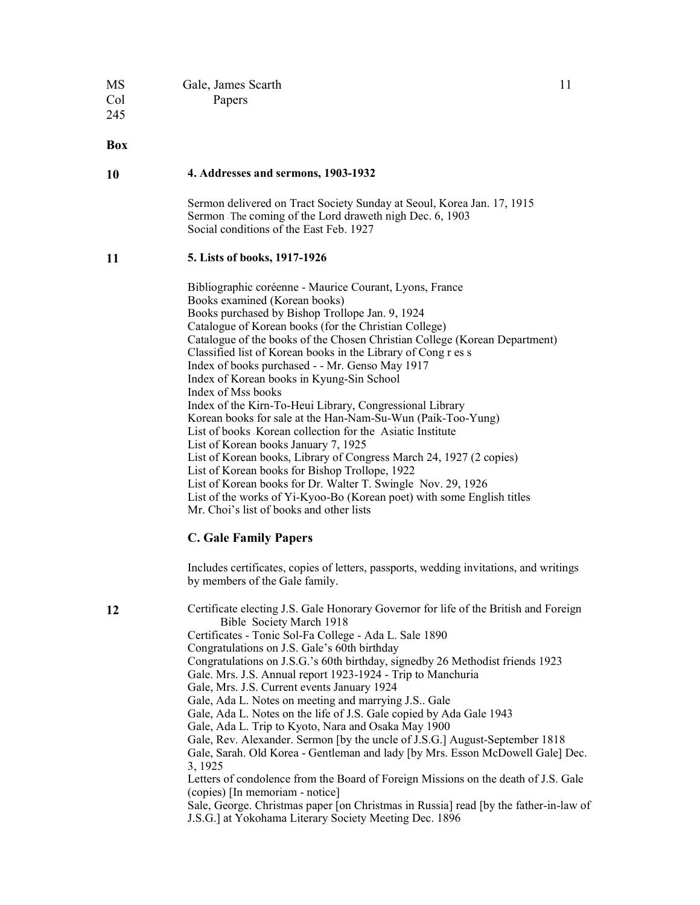MS Col 245 — Gale, James Scarth Papers

**Box**

**10** — **4. Addresses and sermons, 1903-1932**

Sermon delivered on Tract Society Sunday at Seoul, Korea Jan. 17, 1915
Sermon - The coming of the Lord draweth nigh Dec. 6, 1903
Social conditions of the East Feb. 1927

**11** — **5. Lists of books, 1917-1926**

Bibliographic coréenne - Maurice Courant, Lyons, France
Books examined (Korean books)
Books purchased by Bishop Trollope Jan. 9, 1924
Catalogue of Korean books (for the Christian College)
Catalogue of the books of the Chosen Christian College (Korean Department)
Classified list of Korean books in the Library of Cong r es s
Index of books purchased - - Mr. Genso May 1917
Index of Korean books in Kyung-Sin School
Index of Mss books
Index of the Kirn-To-Heui Library, Congressional Library
Korean books for sale at the Han-Nam-Su-Wun (Paik-Too-Yung)
List of books - Korean collection for the Asiatic Institute
List of Korean books January 7, 1925
List of Korean books, Library of Congress March 24, 1927 (2 copies)
List of Korean books for Bishop Trollope, 1922
List of Korean books for Dr. Walter T. Swingle Nov. 29, 1926
List of the works of Yi-Kyoo-Bo (Korean poet) with some English titles
Mr. Choi's list of books and other lists

## C. Gale Family Papers

Includes certificates, copies of letters, passports, wedding invitations, and writings by members of the Gale family.

**12**

Certificate electing J.S. Gale Honorary Governor for life of the British and Foreign Bible Society March 1918
Certificates - Tonic Sol-Fa College - Ada L. Sale 1890
Congratulations on J.S. Gale's 60th birthday
Congratulations on J.S.G.'s 60th birthday, signedby 26 Methodist friends 1923
Gale. Mrs. J.S. Annual report 1923-1924 - Trip to Manchuria
Gale, Mrs. J.S. Current events January 1924
Gale, Ada L. Notes on meeting and marrying J.S.. Gale
Gale, Ada L. Notes on the life of J.S. Gale copied by Ada Gale 1943
Gale, Ada L. Trip to Kyoto, Nara and Osaka May 1900
Gale, Rev. Alexander. Sermon [by the uncle of J.S.G.] August-September 1818
Gale, Sarah. Old Korea - Gentleman and lady [by Mrs. Esson McDowell Gale] Dec. 3, 1925
Letters of condolence from the Board of Foreign Missions on the death of J.S. Gale (copies) [In memoriam - notice]
Sale, George. Christmas paper [on Christmas in Russia] read [by the father-in-law of J.S.G.] at Yokohama Literary Society Meeting Dec. 1896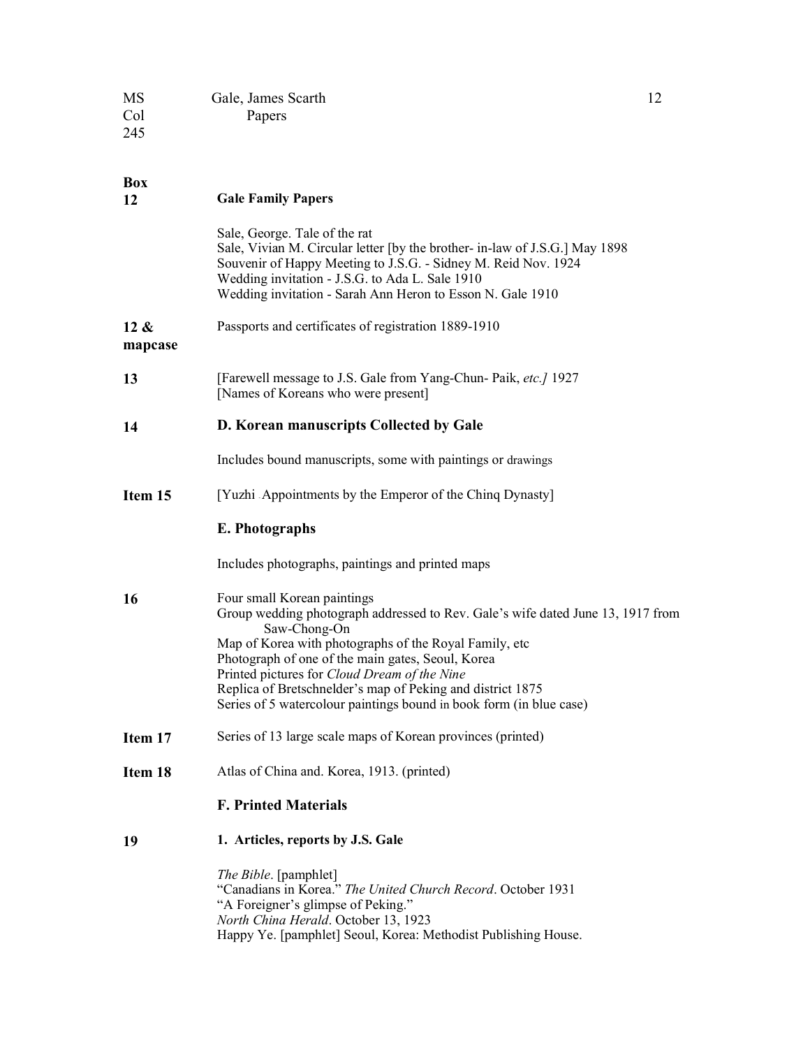**Box 12** **Gale Family Papers**

Sale, George. Tale of the rat
Sale, Vivian M. Circular letter [by the brother- in-law of J.S.G.] May 1898
Souvenir of Happy Meeting to J.S.G. - Sidney M. Reid Nov. 1924
Wedding invitation - J.S.G. to Ada L. Sale 1910
Wedding invitation - Sarah Ann Heron to Esson N. Gale 1910

**12 & mapcase** Passports and certificates of registration 1889-1910

**13** [Farewell message to J.S. Gale from Yang-Chun- Paik, *etc.]* 1927
[Names of Koreans who were present]

**14** **D. Korean manuscripts Collected by Gale**

Includes bound manuscripts, some with paintings or drawings

**Item 15** [Yuzhi - Appointments by the Emperor of the Chinq Dynasty]

**E. Photographs**

Includes photographs, paintings and printed maps

**16** Four small Korean paintings
Group wedding photograph addressed to Rev. Gale's wife dated June 13, 1917 from Saw-Chong-On
Map of Korea with photographs of the Royal Family, etc
Photograph of one of the main gates, Seoul, Korea
Printed pictures for *Cloud Dream of the Nine*
Replica of Bretschnelder's map of Peking and district 1875
Series of 5 watercolour paintings bound in book form (in blue case)

**Item 17** Series of 13 large scale maps of Korean provinces (printed)

**Item 18** Atlas of China and. Korea, 1913. (printed)

**F. Printed Materials**

**19** **1. Articles, reports by J.S. Gale**

*The Bible*. [pamphlet]
"Canadians in Korea." *The United Church Record*. October 1931
"A Foreigner's glimpse of Peking."
*North China Herald*. October 13, 1923
Happy Ye. [pamphlet] Seoul, Korea: Methodist Publishing House.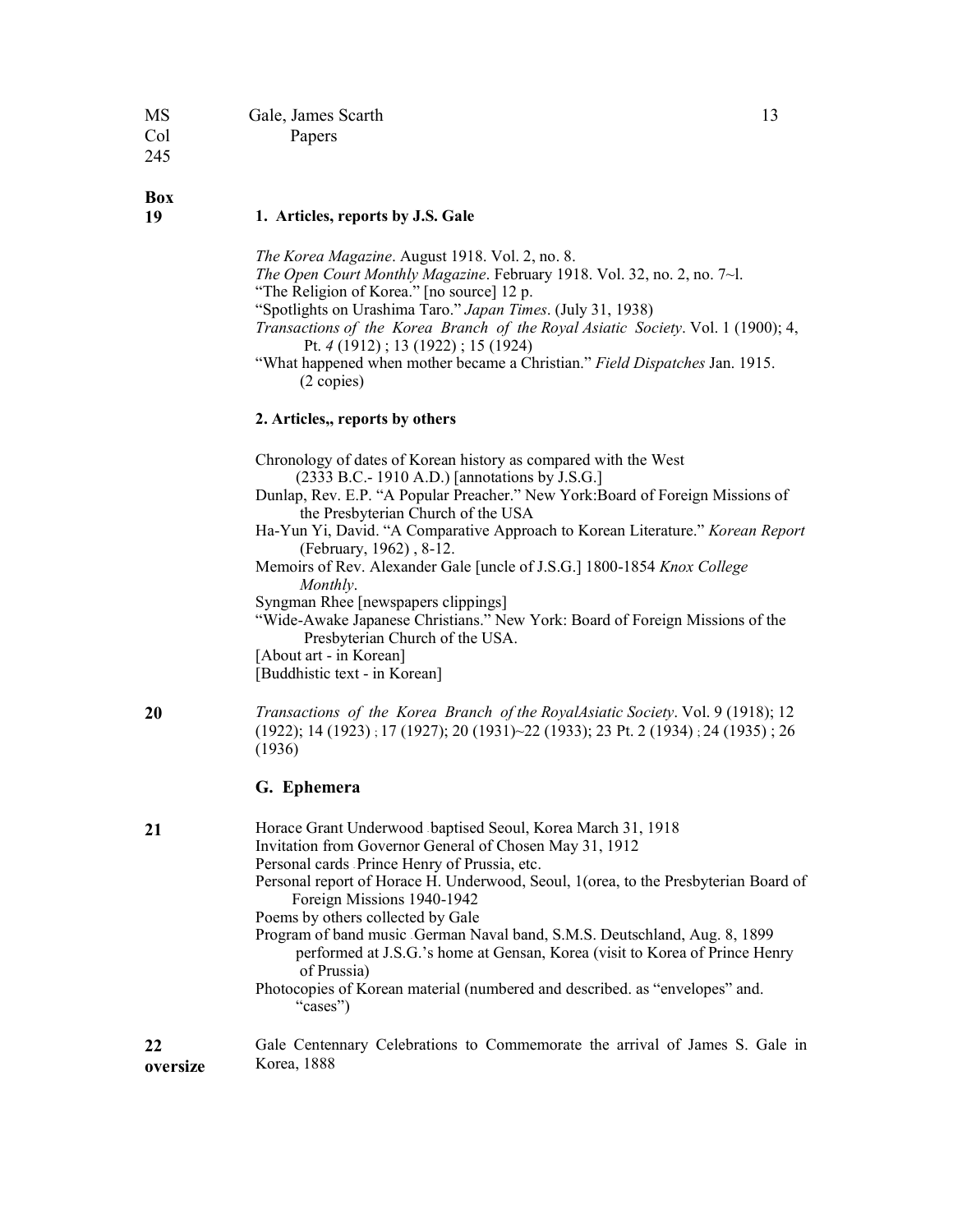**Box 19**

### 1. Articles, reports by J.S. Gale

*The Korea Magazine*. August 1918. Vol. 2, no. 8.
*The Open Court Monthly Magazine*. February 1918. Vol. 32, no. 2, no. 7~l.
"The Religion of Korea." [no source] 12 p.
"Spotlights on Urashima Taro." *Japan Times*. (July 31, 1938)
*Transactions of the Korea Branch of the Royal Asiatic Society*. Vol. 1 (1900); 4, Pt. *4* (1912) ; 13 (1922) ; 15 (1924)
"What happened when mother became a Christian." *Field Dispatches* Jan. 1915. (2 copies)

### 2. Articles,, reports by others

Chronology of dates of Korean history as compared with the West (2333 B.C.- 1910 A.D.) [annotations by J.S.G.]
Dunlap, Rev. E.P. "A Popular Preacher." New York:Board of Foreign Missions of the Presbyterian Church of the USA
Ha-Yun Yi, David. "A Comparative Approach to Korean Literature." *Korean Report* (February, 1962) , 8-12.
Memoirs of Rev. Alexander Gale [uncle of J.S.G.] 1800-1854 *Knox College Monthly*.
Syngman Rhee [newspapers clippings]
"Wide-Awake Japanese Christians." New York: Board of Foreign Missions of the Presbyterian Church of the USA.
[About art - in Korean]
[Buddhistic text - in Korean]

**20**

*Transactions of the Korea Branch of the RoyalAsiatic Society*. Vol. 9 (1918); 12 (1922); 14 (1923) ; 17 (1927); 20 (1931)~22 (1933); 23 Pt. 2 (1934) ; 24 (1935) ; 26 (1936)

## G. Ephemera

**21**

Horace Grant Underwood - baptised Seoul, Korea March 31, 1918
Invitation from Governor General of Chosen May 31, 1912
Personal cards - Prince Henry of Prussia, etc.
Personal report of Horace H. Underwood, Seoul, 1(orea, to the Presbyterian Board of Foreign Missions 1940-1942
Poems by others collected by Gale
Program of band music - German Naval band, S.M.S. Deutschland, Aug. 8, 1899 performed at J.S.G.'s home at Gensan, Korea (visit to Korea of Prince Henry of Prussia)
Photocopies of Korean material (numbered and described. as "envelopes" and. "cases")

**22 oversize**

Gale Centennary Celebrations to Commemorate the arrival of James S. Gale in Korea, 1888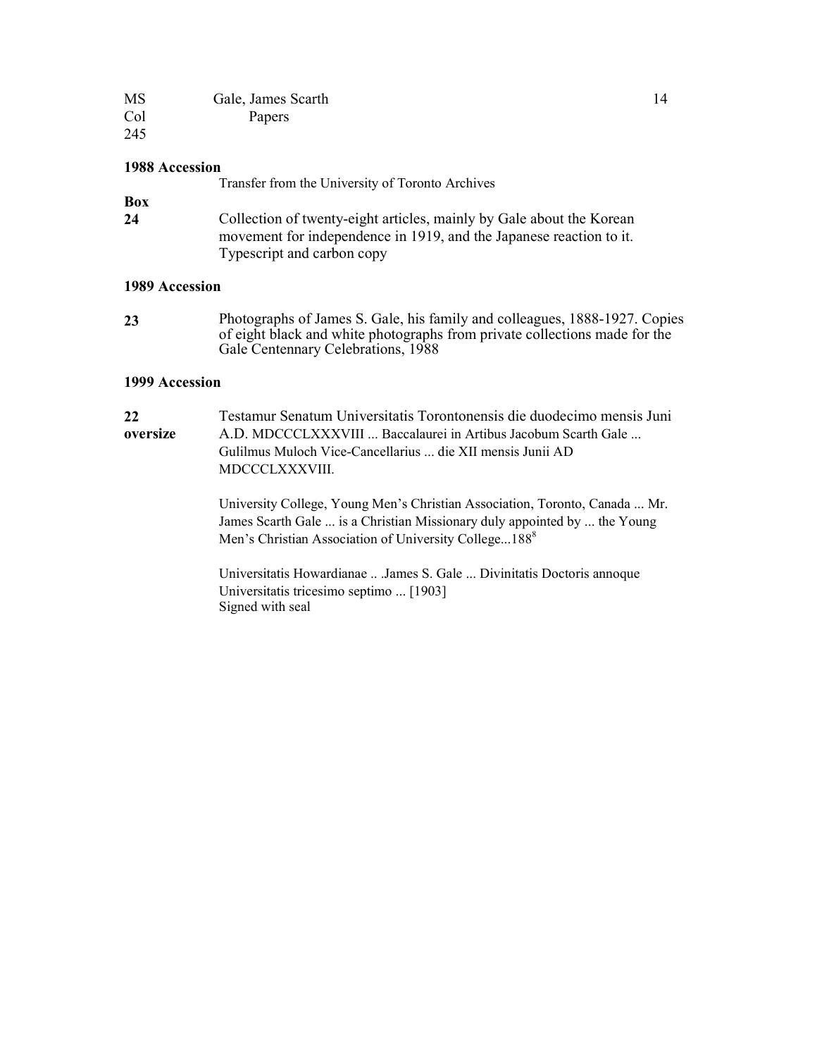MS Col 245 — Gale, James Scarth Papers

**1988 Accession**

Transfer from the University of Toronto Archives

| Box | |
|---|---|
| 24 | Collection of twenty-eight articles, mainly by Gale about the Korean movement for independence in 1919, and the Japanese reaction to it. Typescript and carbon copy |

**1989 Accession**

| | |
|---|---|
| 23 | Photographs of James S. Gale, his family and colleagues, 1888-1927. Copies of eight black and white photographs from private collections made for the Gale Centennary Celebrations, 1988 |

**1999 Accession**

| | |
|---|---|
| 22 oversize | Testamur Senatum Universitatis Torontonensis die duodecimo mensis Juni A.D. MDCCCLXXXVIII ... Baccalaurei in Artibus Jacobum Scarth Gale ... Gulilmus Muloch Vice-Cancellarius ... die XII mensis Junii AD MDCCCLXXXVIII. |
| | University College, Young Men's Christian Association, Toronto, Canada ... Mr. James Scarth Gale ... is a Christian Missionary duly appointed by ... the Young Men's Christian Association of University College...188[8] |
| | Universitatis Howardianae .. .James S. Gale ... Divinitatis Doctoris annoque Universitatis tricesimo septimo ... [1903] Signed with seal |